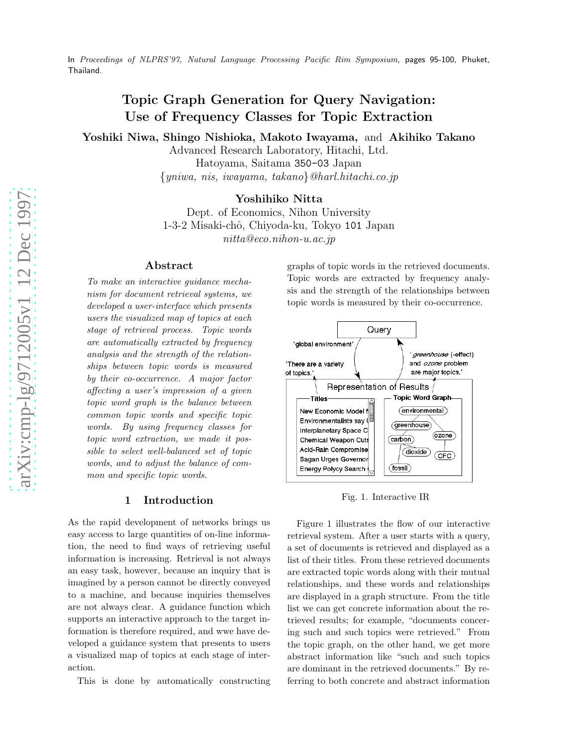In *Proceedings of NLPRS'97, Natural Language Processing Pacific Rim Symposium*, pages 95-100, Phuket, Thailand.

# Topic Graph Generation for Query Navigation: Use of Frequency Classes for Topic Extraction

**Yoshiki Niwa, Shingo Nishioka, Makoto Iwayama,** and **Akihiko Takano**
Advanced Research Laboratory, Hitachi, Ltd.
Hatoyama, Saitama 350-03 Japan
{*yniwa, nis, iwayama, takano*}*@harl.hitachi.co.jp*

**Yoshihiko Nitta**
Dept. of Economics, Nihon University
1-3-2 Misaki-chô, Chiyoda-ku, Tokyo 101 Japan
*nitta@eco.nihon-u.ac.jp*

## Abstract

*To make an interactive guidance mechanism for document retrieval systems, we developed a user-interface which presents users the visualized map of topics at each stage of retrieval process. Topic words are automatically extracted by frequency analysis and the strength of the relationships between topic words is measured by their co-occurrence. A major factor affecting a user's impression of a given topic word graph is the balance between common topic words and specific topic words. By using frequency classes for topic word extraction, we made it possible to select well-balanced set of topic words, and to adjust the balance of common and specific topic words.*

## 1 Introduction

As the rapid development of networks brings us easy access to large quantities of on-line information, the need to find ways of retrieving useful information is increasing. Retrieval is not always an easy task, however, because an inquiry that is imagined by a person cannot be directly conveyed to a machine, and because inquiries themselves are not always clear. A guidance function which supports an interactive approach to the target information is therefore required, and wwe have developed a guidance system that presents to users a visualized map of topics at each stage of interaction.

This is done by automatically constructing graphs of topic words in the retrieved documents. Topic words are extracted by frequency analysis and the strength of the relationships between topic words is measured by their co-occurrence.

Fig. 1. Interactive IR

Figure 1 illustrates the flow of our interactive retrieval system. After a user starts with a query, a set of documents is retrieved and displayed as a list of their titles. From these retrieved documents are extracted topic words along with their mutual relationships, and these words and relationships are displayed in a graph structure. From the title list we can get concrete information about the retrieved results; for example, "documents concering such and such topics were retrieved." From the topic graph, on the other hand, we get more abstract information like "such and such topics are dominant in the retrieved documents." By referring to both concrete and abstract information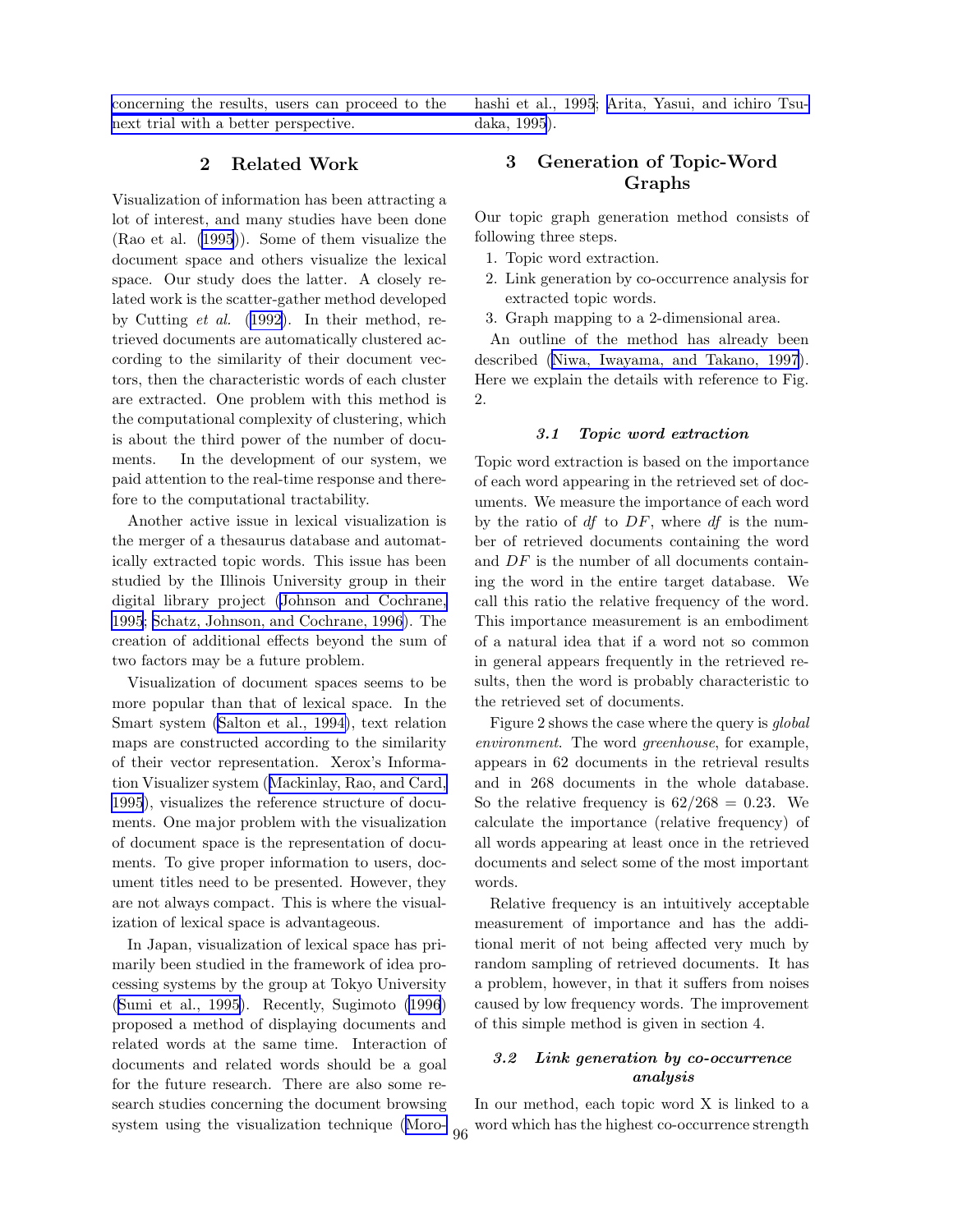concerning the results, users can proceed to the next trial with a better perspective.

## 2 Related Work

Visualization of information has been attracting a lot of interest, and many studies have been done (Rao et al. (1995)). Some of them visualize the document space and others visualize the lexical space. Our study does the latter. A closely related work is the scatter-gather method developed by Cutting *et al.* (1992). In their method, retrieved documents are automatically clustered according to the similarity of their document vectors, then the characteristic words of each cluster are extracted. One problem with this method is the computational complexity of clustering, which is about the third power of the number of documents. In the development of our system, we paid attention to the real-time response and therefore to the computational tractability.

Another active issue in lexical visualization is the merger of a thesaurus database and automatically extracted topic words. This issue has been studied by the Illinois University group in their digital library project (Johnson and Cochrane, 1995; Schatz, Johnson, and Cochrane, 1996). The creation of additional effects beyond the sum of two factors may be a future problem.

Visualization of document spaces seems to be more popular than that of lexical space. In the Smart system (Salton et al., 1994), text relation maps are constructed according to the similarity of their vector representation. Xerox's Information Visualizer system (Mackinlay, Rao, and Card, 1995), visualizes the reference structure of documents. One major problem with the visualization of document space is the representation of documents. To give proper information to users, document titles need to be presented. However, they are not always compact. This is where the visualization of lexical space is advantageous.

In Japan, visualization of lexical space has primarily been studied in the framework of idea processing systems by the group at Tokyo University (Sumi et al., 1995). Recently, Sugimoto (1996) proposed a method of displaying documents and related words at the same time. Interaction of documents and related words should be a goal for the future research. There are also some research studies concerning the document browsing system using the visualization technique (Morohashi et al., 1995; Arita, Yasui, and ichiro Tsudaka, 1995).

## 3 Generation of Topic-Word Graphs

Our topic graph generation method consists of following three steps.

1. Topic word extraction.
2. Link generation by co-occurrence analysis for extracted topic words.
3. Graph mapping to a 2-dimensional area.

An outline of the method has already been described (Niwa, Iwayama, and Takano, 1997). Here we explain the details with reference to Fig. 2.

### *3.1 Topic word extraction*

Topic word extraction is based on the importance of each word appearing in the retrieved set of documents. We measure the importance of each word by the ratio of $df$ to $DF$, where $df$ is the number of retrieved documents containing the word and $DF$ is the number of all documents containing the word in the entire target database. We call this ratio the relative frequency of the word. This importance measurement is an embodiment of a natural idea that if a word not so common in general appears frequently in the retrieved results, then the word is probably characteristic to the retrieved set of documents.

Figure 2 shows the case where the query is *global environment*. The word *greenhouse*, for example, appears in 62 documents in the retrieval results and in 268 documents in the whole database. So the relative frequency is $62/268 = 0.23$. We calculate the importance (relative frequency) of all words appearing at least once in the retrieved documents and select some of the most important words.

Relative frequency is an intuitively acceptable measurement of importance and has the additional merit of not being affected very much by random sampling of retrieved documents. It has a problem, however, in that it suffers from noises caused by low frequency words. The improvement of this simple method is given in section 4.

### *3.2 Link generation by co-occurrence analysis*

In our method, each topic word X is linked to a word which has the highest co-occurrence strength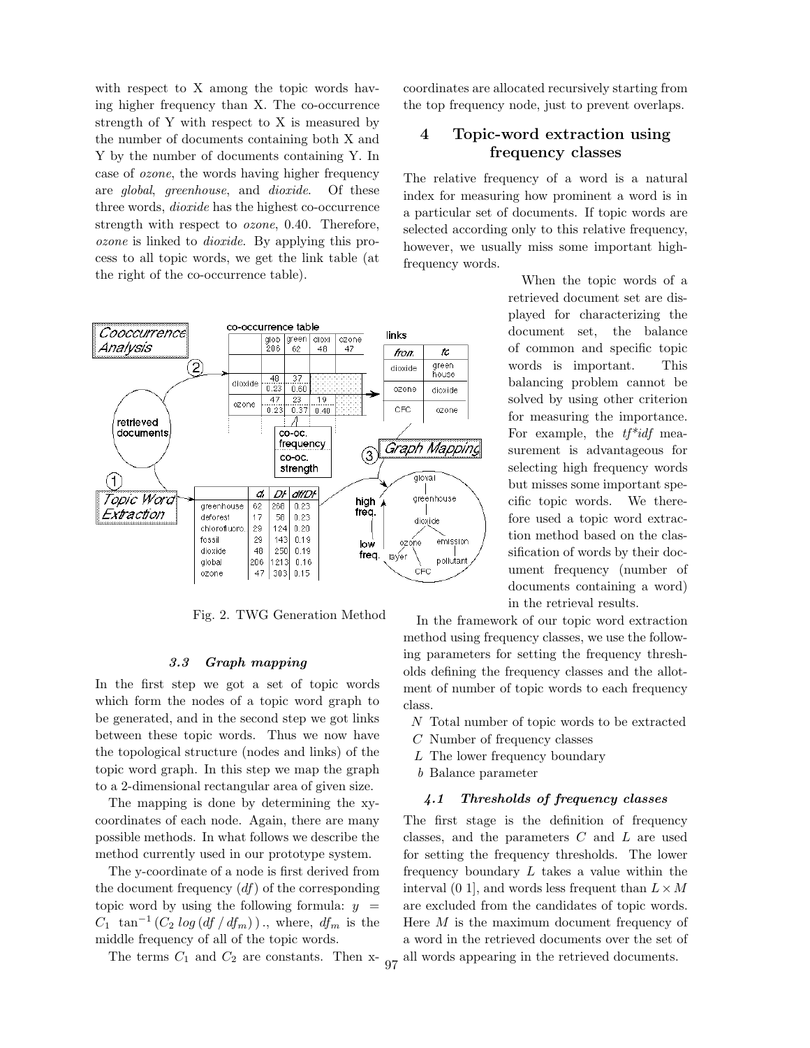with respect to X among the topic words having higher frequency than X. The co-occurrence strength of Y with respect to X is measured by the number of documents containing both X and Y by the number of documents containing Y. In case of *ozone*, the words having higher frequency are *global*, *greenhouse*, and *dioxide*. Of these three words, *dioxide* has the highest co-occurrence strength with respect to *ozone*, 0.40. Therefore, *ozone* is linked to *dioxide*. By applying this process to all topic words, we get the link table (at the right of the co-occurrence table).

Cooccurrence Analysis

co-occurrence table

glob 206 | green 62 | dioxi 48 | ozone 47

dioxide 48 0.23 | 37 0.60

ozone 47 0.23 | 23 0.37 | 19 0.40

co-oc. frequency

co-oc. strength

links

from | to

dioxide | green house

ozone | dioxide

CFC | ozone

retrieved documents

Graph Mapping

Topic Word Extraction

| | $d_i$ | $Df$ | $d_i/Df$ |
|---|---|---|---|
| greenhouse | 62 | 268 | 0.23 |
| deforest | 17 | 58 | 0.23 |
| chlorofluoro. | 29 | 124 | 0.20 |
| fossil | 29 | 143 | 0.19 |
| dioxide | 48 | 250 | 0.19 |
| global | 206 | 1213 | 0.16 |
| ozone | 47 | 303 | 0.15 |

high freq.

low freq.

gloval

greenhouse

dioxide

ozone

emission

layer

pollutant

CFC

Fig. 2. TWG Generation Method

### 3.3 Graph mapping

In the first step we got a set of topic words which form the nodes of a topic word graph to be generated, and in the second step we got links between these topic words. Thus we now have the topological structure (nodes and links) of the topic word graph. In this step we map the graph to a 2-dimensional rectangular area of given size.

The mapping is done by determining the xy-coordinates of each node. Again, there are many possible methods. In what follows we describe the method currently used in our prototype system.

The y-coordinate of a node is first derived from the document frequency ($df$) of the corresponding topic word by using the following formula: $y = C_1 \tan^{-1}(C_2 \log(df / df_m))$., where, $df_m$ is the middle frequency of all of the topic words.

The terms $C_1$ and $C_2$ are constants. Then x-coordinates are allocated recursively starting from the top frequency node, just to prevent overlaps.

## 4 Topic-word extraction using frequency classes

The relative frequency of a word is a natural index for measuring how prominent a word is in a particular set of documents. If topic words are selected according only to this relative frequency, however, we usually miss some important high-frequency words.

When the topic words of a retrieved document set are displayed for characterizing the document set, the balance of common and specific topic words is important. This balancing problem cannot be solved by using other criterion for measuring the importance. For example, the *tf\*idf* measurement is advantageous for selecting high frequency words but misses some important specific topic words. We therefore used a topic word extraction method based on the classification of words by their document frequency (number of documents containing a word) in the retrieval results.

In the framework of our topic word extraction method using frequency classes, we use the following parameters for setting the frequency thresholds defining the frequency classes and the allotment of number of topic words to each frequency class.

- $N$ Total number of topic words to be extracted
- $C$ Number of frequency classes
- $L$ The lower frequency boundary
- $b$ Balance parameter

### 4.1 Thresholds of frequency classes

The first stage is the definition of frequency classes, and the parameters $C$ and $L$ are used for setting the frequency thresholds. The lower frequency boundary $L$ takes a value within the interval (0 1], and words less frequent than $L \times M$ are excluded from the candidates of topic words. Here $M$ is the maximum document frequency of a word in the retrieved documents over the set of all words appearing in the retrieved documents.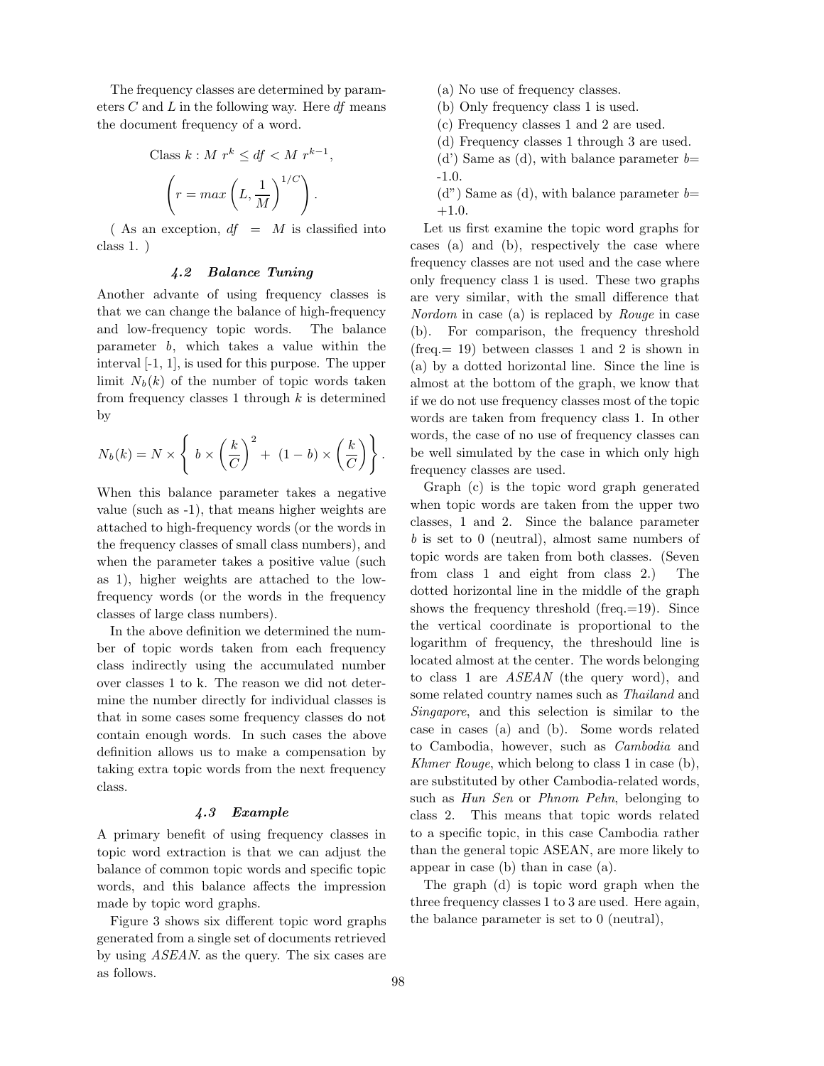The frequency classes are determined by parameters $C$ and $L$ in the following way. Here $df$ means the document frequency of a word.

$$\text{Class } k : M\ r^k \leq df < M\ r^{k-1},$$

$$\left( r = max\left(L, \frac{1}{M}\right)^{1/C} \right).$$

( As an exception, $df = M$ is classified into class 1. )

### 4.2 Balance Tuning

Another advante of using frequency classes is that we can change the balance of high-frequency and low-frequency topic words. The balance parameter $b$, which takes a value within the interval [-1, 1], is used for this purpose. The upper limit $N_b(k)$ of the number of topic words taken from frequency classes 1 through $k$ is determined by

$$N_b(k) = N \times \left\{ b \times \left(\frac{k}{C}\right)^2 + (1 - b) \times \left(\frac{k}{C}\right) \right\}.$$

When this balance parameter takes a negative value (such as -1), that means higher weights are attached to high-frequency words (or the words in the frequency classes of small class numbers), and when the parameter takes a positive value (such as 1), higher weights are attached to the low-frequency words (or the words in the frequency classes of large class numbers).

In the above definition we determined the number of topic words taken from each frequency class indirectly using the accumulated number over classes 1 to k. The reason we did not determine the number directly for individual classes is that in some cases some frequency classes do not contain enough words. In such cases the above definition allows us to make a compensation by taking extra topic words from the next frequency class.

### 4.3 Example

A primary benefit of using frequency classes in topic word extraction is that we can adjust the balance of common topic words and specific topic words, and this balance affects the impression made by topic word graphs.

Figure 3 shows six different topic word graphs generated from a single set of documents retrieved by using *ASEAN*. as the query. The six cases are as follows.

(a) No use of frequency classes.

(b) Only frequency class 1 is used.

(c) Frequency classes 1 and 2 are used.

(d) Frequency classes 1 through 3 are used.

(d') Same as (d), with balance parameter $b$= -1.0.

(d") Same as (d), with balance parameter $b$= +1.0.

Let us first examine the topic word graphs for cases (a) and (b), respectively the case where frequency classes are not used and the case where only frequency class 1 is used. These two graphs are very similar, with the small difference that *Nordom* in case (a) is replaced by *Rouge* in case (b). For comparison, the frequency threshold (freq.= 19) between classes 1 and 2 is shown in (a) by a dotted horizontal line. Since the line is almost at the bottom of the graph, we know that if we do not use frequency classes most of the topic words are taken from frequency class 1. In other words, the case of no use of frequency classes can be well simulated by the case in which only high frequency classes are used.

Graph (c) is the topic word graph generated when topic words are taken from the upper two classes, 1 and 2. Since the balance parameter $b$ is set to 0 (neutral), almost same numbers of topic words are taken from both classes. (Seven from class 1 and eight from class 2.) The dotted horizontal line in the middle of the graph shows the frequency threshold (freq.=19). Since the vertical coordinate is proportional to the logarithm of frequency, the threshould line is located almost at the center. The words belonging to class 1 are *ASEAN* (the query word), and some related country names such as *Thailand* and *Singapore*, and this selection is similar to the case in cases (a) and (b). Some words related to Cambodia, however, such as *Cambodia* and *Khmer Rouge*, which belong to class 1 in case (b), are substituted by other Cambodia-related words, such as *Hun Sen* or *Phnom Pehn*, belonging to class 2. This means that topic words related to a specific topic, in this case Cambodia rather than the general topic ASEAN, are more likely to appear in case (b) than in case (a).

The graph (d) is topic word graph when the three frequency classes 1 to 3 are used. Here again, the balance parameter is set to 0 (neutral),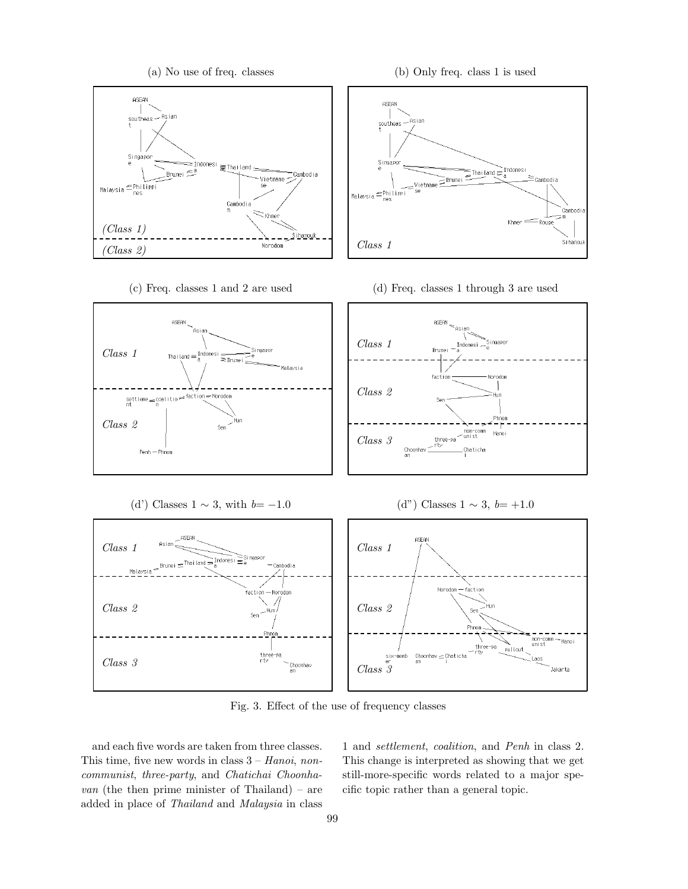(a) No use of freq. classes

ASEAN
Asian
southeast
Singapore
Indonesia
Thailand
Brunei
Vietnamese
Cambodia
Malaysia
Philippines
Cambodian
Khmer
Sihanouk
Norodom
(Class 1)
(Class 2)

(b) Only freq. class 1 is used

ASEAN
southeast
Asian
Singapore
Thailand
Indonesia
Brunei
Vietnamese
Cambodia
Malaysia
Philippines
Cambodian
Khmer
Rouge
Sihanouk
Class 1

(c) Freq. classes 1 and 2 are used

ASEAN
Asian
Class 1
Thailand
Indonesia
Singapore
Brunei
Malaysia
settlement
coalition
faction
Norodom
Class 2
Hun
Sen
Penh
Phnom

(d) Freq. classes 1 through 3 are used

ASEAN
Asian
Class 1
Brunei
Indonesia
Singapore
faction
Norodom
Class 2
Hun
Sen
Phnom
Class 3
three-party
non-communist
Hanoi
Choonhavan
Chatichai

(d') Classes 1 ∼ 3, with $b = -1.0$

ASEAN
Asian
Class 1
Singapore
Indonesia
Malaysia
Brunei
Thailand
Cambodia
faction
Norodom
Class 2
Sen
Hun
Phnom
Class 3
three-party
Choonhavan

(d") Classes 1 ∼ 3, $b = +1.0$

ASEAN
Class 1
Norodom
faction
Class 2
Sen
Hun
Phnom
non-communist
Hanoi
three-party
pullout
six-member
Choonhavan
Chatichai
Laos
Class 3
Jakarta

Fig. 3. Effect of the use of frequency classes

and each five words are taken from three classes. This time, five new words in class 3 – *Hanoi*, *non-communist*, *three-party*, and *Chatichai Choonhavan* (the then prime minister of Thailand) – are added in place of *Thailand* and *Malaysia* in class 1 and *settlement*, *coalition*, and *Penh* in class 2. This change is interpreted as showing that we get still-more-specific words related to a major specific topic rather than a general topic.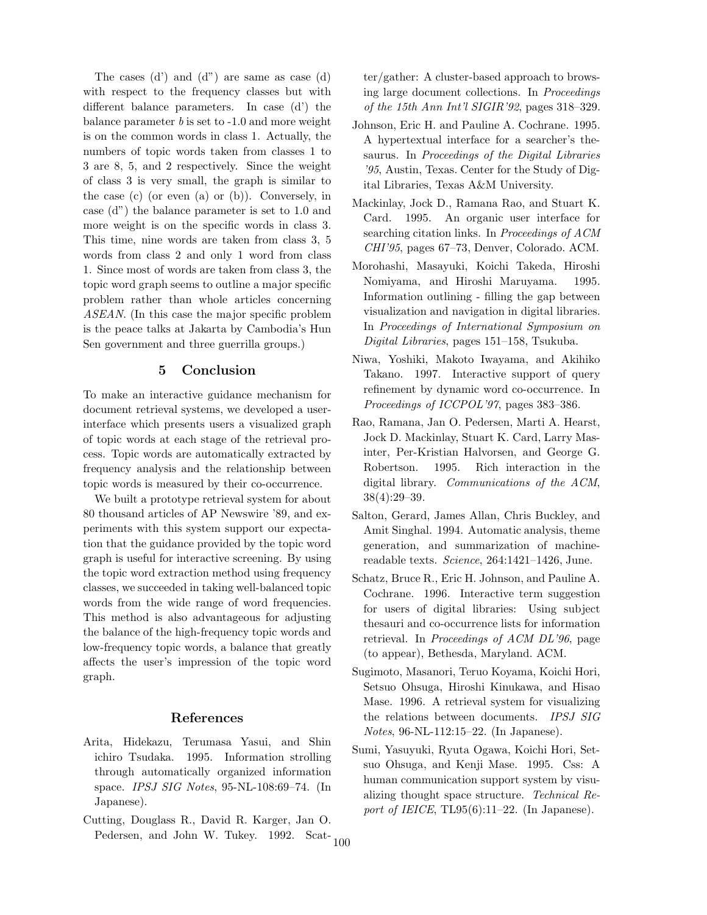The cases (d') and (d") are same as case (d) with respect to the frequency classes but with different balance parameters. In case (d') the balance parameter $b$ is set to -1.0 and more weight is on the common words in class 1. Actually, the numbers of topic words taken from classes 1 to 3 are 8, 5, and 2 respectively. Since the weight of class 3 is very small, the graph is similar to the case (c) (or even (a) or (b)). Conversely, in case (d") the balance parameter is set to 1.0 and more weight is on the specific words in class 3. This time, nine words are taken from class 3, 5 words from class 2 and only 1 word from class 1. Since most of words are taken from class 3, the topic word graph seems to outline a major specific problem rather than whole articles concerning *ASEAN*. (In this case the major specific problem is the peace talks at Jakarta by Cambodia's Hun Sen government and three guerrilla groups.)

## 5 Conclusion

To make an interactive guidance mechanism for document retrieval systems, we developed a user-interface which presents users a visualized graph of topic words at each stage of the retrieval process. Topic words are automatically extracted by frequency analysis and the relationship between topic words is measured by their co-occurrence.

We built a prototype retrieval system for about 80 thousand articles of AP Newswire '89, and experiments with this system support our expectation that the guidance provided by the topic word graph is useful for interactive screening. By using the topic word extraction method using frequency classes, we succeeded in taking well-balanced topic words from the wide range of word frequencies. This method is also advantageous for adjusting the balance of the high-frequency topic words and low-frequency topic words, a balance that greatly affects the user's impression of the topic word graph.

## References

Arita, Hidekazu, Terumasa Yasui, and Shin ichiro Tsudaka. 1995. Information strolling through automatically organized information space. *IPSJ SIG Notes*, 95-NL-108:69–74. (In Japanese).

Cutting, Douglass R., David R. Karger, Jan O. Pedersen, and John W. Tukey. 1992. Scatter/gather: A cluster-based approach to browsing large document collections. In *Proceedings of the 15th Ann Int'l SIGIR'92*, pages 318–329.

Johnson, Eric H. and Pauline A. Cochrane. 1995. A hypertextual interface for a searcher's thesaurus. In *Proceedings of the Digital Libraries '95*, Austin, Texas. Center for the Study of Digital Libraries, Texas A&M University.

Mackinlay, Jock D., Ramana Rao, and Stuart K. Card. 1995. An organic user interface for searching citation links. In *Proceedings of ACM CHI'95*, pages 67–73, Denver, Colorado. ACM.

Morohashi, Masayuki, Koichi Takeda, Hiroshi Nomiyama, and Hiroshi Maruyama. 1995. Information outlining - filling the gap between visualization and navigation in digital libraries. In *Proceedings of International Symposium on Digital Libraries*, pages 151–158, Tsukuba.

Niwa, Yoshiki, Makoto Iwayama, and Akihiko Takano. 1997. Interactive support of query refinement by dynamic word co-occurrence. In *Proceedings of ICCPOL'97*, pages 383–386.

Rao, Ramana, Jan O. Pedersen, Marti A. Hearst, Jock D. Mackinlay, Stuart K. Card, Larry Masinter, Per-Kristian Halvorsen, and George G. Robertson. 1995. Rich interaction in the digital library. *Communications of the ACM*, 38(4):29–39.

Salton, Gerard, James Allan, Chris Buckley, and Amit Singhal. 1994. Automatic analysis, theme generation, and summarization of machine-readable texts. *Science*, 264:1421–1426, June.

Schatz, Bruce R., Eric H. Johnson, and Pauline A. Cochrane. 1996. Interactive term suggestion for users of digital libraries: Using subject thesauri and co-occurrence lists for information retrieval. In *Proceedings of ACM DL'96*, page (to appear), Bethesda, Maryland. ACM.

Sugimoto, Masanori, Teruo Koyama, Koichi Hori, Setsuo Ohsuga, Hiroshi Kinukawa, and Hisao Mase. 1996. A retrieval system for visualizing the relations between documents. *IPSJ SIG Notes*, 96-NL-112:15–22. (In Japanese).

Sumi, Yasuyuki, Ryuta Ogawa, Koichi Hori, Setsuo Ohsuga, and Kenji Mase. 1995. Css: A human communication support system by visualizing thought space structure. *Technical Report of IEICE*, TL95(6):11–22. (In Japanese).